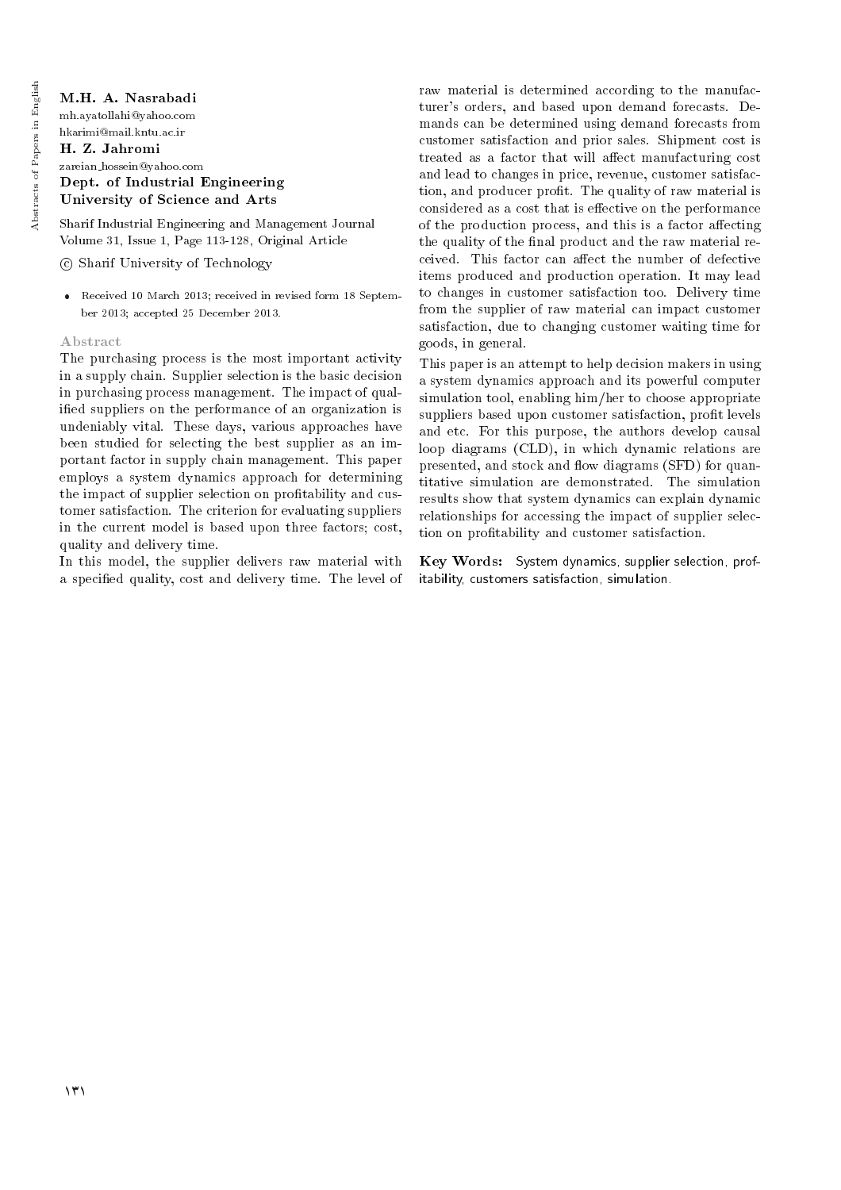**M.H. A. Nasrabadi**
mh.ayatollahi@yahoo.com
hkarimi@mail.kntu.ac.ir
**H. Z. Jahromi**
zareian_hossein@yahoo.com
**Dept. of Industrial Engineering**
**University of Science and Arts**

Sharif Industrial Engineering and Management Journal
Volume 31, Issue 1, Page 113-128, Original Article

© Sharif University of Technology

- Received 10 March 2013; received in revised form 18 September 2013; accepted 25 December 2013.

### Abstract

The purchasing process is the most important activity in a supply chain. Supplier selection is the basic decision in purchasing process management. The impact of qualified suppliers on the performance of an organization is undeniably vital. These days, various approaches have been studied for selecting the best supplier as an important factor in supply chain management. This paper employs a system dynamics approach for determining the impact of supplier selection on profitability and customer satisfaction. The criterion for evaluating suppliers in the current model is based upon three factors; cost, quality and delivery time.

In this model, the supplier delivers raw material with a specified quality, cost and delivery time. The level of raw material is determined according to the manufacturer's orders, and based upon demand forecasts. Demands can be determined using demand forecasts from customer satisfaction and prior sales. Shipment cost is treated as a factor that will affect manufacturing cost and lead to changes in price, revenue, customer satisfaction, and producer profit. The quality of raw material is considered as a cost that is effective on the performance of the production process, and this is a factor affecting the quality of the final product and the raw material received. This factor can affect the number of defective items produced and production operation. It may lead to changes in customer satisfaction too. Delivery time from the supplier of raw material can impact customer satisfaction, due to changing customer waiting time for goods, in general.

This paper is an attempt to help decision makers in using a system dynamics approach and its powerful computer simulation tool, enabling him/her to choose appropriate suppliers based upon customer satisfaction, profit levels and etc. For this purpose, the authors develop causal loop diagrams (CLD), in which dynamic relations are presented, and stock and flow diagrams (SFD) for quantitative simulation are demonstrated. The simulation results show that system dynamics can explain dynamic relationships for accessing the impact of supplier selection on profitability and customer satisfaction.

**Key Words:** System dynamics, supplier selection, profitability, customers satisfaction, simulation.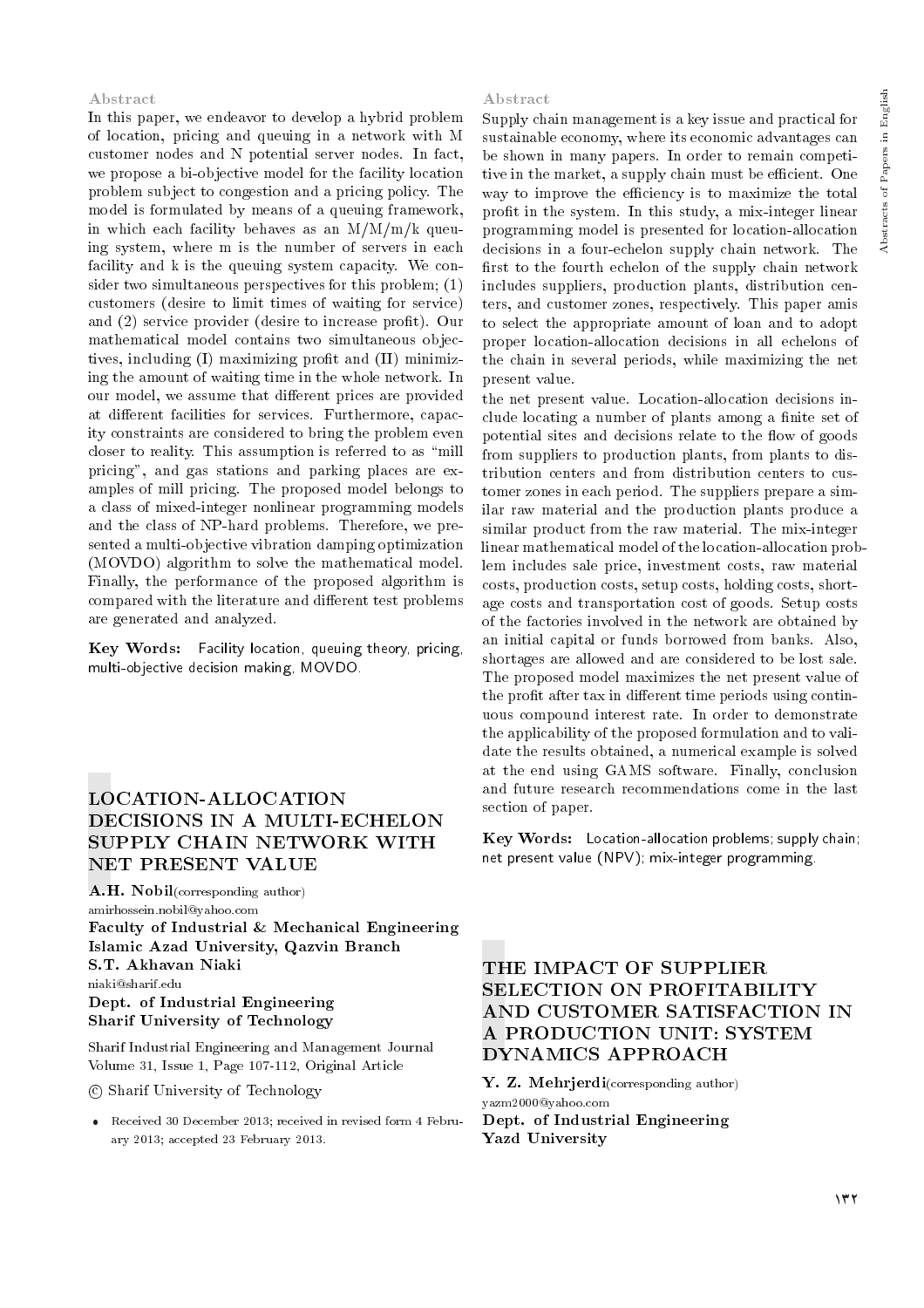### Abstract

In this paper, we endeavor to develop a hybrid problem of location, pricing and queuing in a network with M customer nodes and N potential server nodes. In fact, we propose a bi-objective model for the facility location problem subject to congestion and a pricing policy. The model is formulated by means of a queuing framework, in which each facility behaves as an M/M/m/k queuing system, where m is the number of servers in each facility and k is the queuing system capacity. We consider two simultaneous perspectives for this problem; (1) customers (desire to limit times of waiting for service) and (2) service provider (desire to increase profit). Our mathematical model contains two simultaneous objectives, including (I) maximizing profit and (II) minimizing the amount of waiting time in the whole network. In our model, we assume that different prices are provided at different facilities for services. Furthermore, capacity constraints are considered to bring the problem even closer to reality. This assumption is referred to as "mill pricing", and gas stations and parking places are examples of mill pricing. The proposed model belongs to a class of mixed-integer nonlinear programming models and the class of NP-hard problems. Therefore, we presented a multi-objective vibration damping optimization (MOVDO) algorithm to solve the mathematical model. Finally, the performance of the proposed algorithm is compared with the literature and different test problems are generated and analyzed.

**Key Words:** Facility location, queuing theory, pricing, multi-objective decision making, MOVDO.

## LOCATION-ALLOCATION DECISIONS IN A MULTI-ECHELON SUPPLY CHAIN NETWORK WITH NET PRESENT VALUE

**A.H. Nobil** (corresponding author)
amirhossein.nobil@yahoo.com
**Faculty of Industrial & Mechanical Engineering**
**Islamic Azad University, Qazvin Branch**
**S.T. Akhavan Niaki**
niaki@sharif.edu
**Dept. of Industrial Engineering**
**Sharif University of Technology**

Sharif Industrial Engineering and Management Journal
Volume 31, Issue 1, Page 107-112, Original Article

© Sharif University of Technology

- Received 30 December 2013; received in revised form 4 February 2013; accepted 23 February 2013.

### Abstract

Supply chain management is a key issue and practical for sustainable economy, where its economic advantages can be shown in many papers. In order to remain competitive in the market, a supply chain must be efficient. One way to improve the efficiency is to maximize the total profit in the system. In this study, a mix-integer linear programming model is presented for location-allocation decisions in a four-echelon supply chain network. The first to the fourth echelon of the supply chain network includes suppliers, production plants, distribution centers, and customer zones, respectively. This paper amis to select the appropriate amount of loan and to adopt proper location-allocation decisions in all echelons of the chain in several periods, while maximizing the net present value.

the net present value. Location-allocation decisions include locating a number of plants among a finite set of potential sites and decisions relate to the flow of goods from suppliers to production plants, from plants to distribution centers and from distribution centers to customer zones in each period. The suppliers prepare a similar raw material and the production plants produce a similar product from the raw material. The mix-integer linear mathematical model of the location-allocation problem includes sale price, investment costs, raw material costs, production costs, setup costs, holding costs, shortage costs and transportation cost of goods. Setup costs of the factories involved in the network are obtained by an initial capital or funds borrowed from banks. Also, shortages are allowed and are considered to be lost sale. The proposed model maximizes the net present value of the profit after tax in different time periods using continuous compound interest rate. In order to demonstrate the applicability of the proposed formulation and to validate the results obtained, a numerical example is solved at the end using GAMS software. Finally, conclusion and future research recommendations come in the last section of paper.

**Key Words:** Location-allocation problems; supply chain; net present value (NPV); mix-integer programming.

## THE IMPACT OF SUPPLIER SELECTION ON PROFITABILITY AND CUSTOMER SATISFACTION IN A PRODUCTION UNIT: SYSTEM DYNAMICS APPROACH

**Y. Z. Mehrjerdi** (corresponding author)
yazm2000@yahoo.com
**Dept. of Industrial Engineering**
**Yazd University**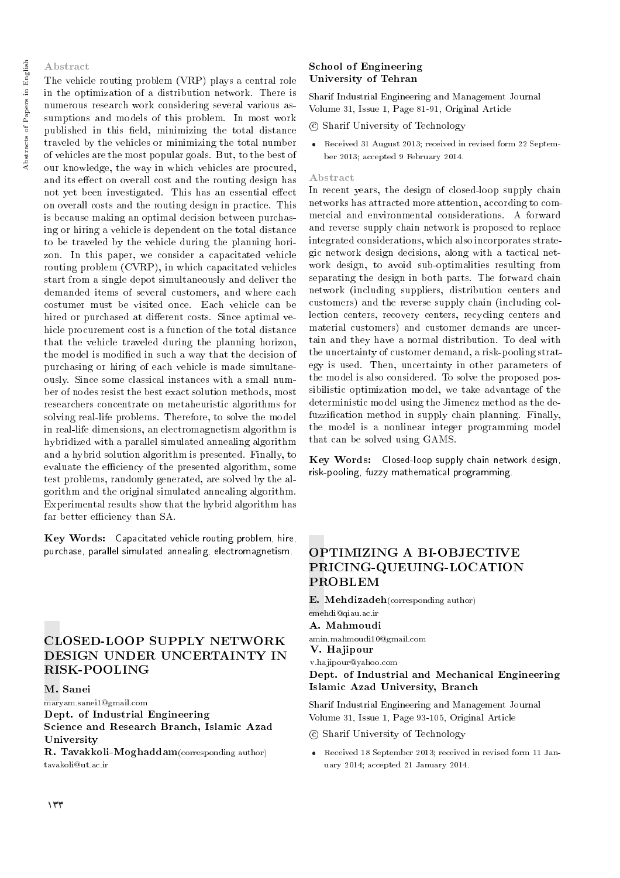## Abstract

The vehicle routing problem (VRP) plays a central role in the optimization of a distribution network. There is numerous research work considering several various assumptions and models of this problem. In most work published in this field, minimizing the total distance traveled by the vehicles or minimizing the total number of vehicles are the most popular goals. But, to the best of our knowledge, the way in which vehicles are procured, and its effect on overall cost and the routing design has not yet been investigated. This has an essential effect on overall costs and the routing design in practice. This is because making an optimal decision between purchasing or hiring a vehicle is dependent on the total distance to be traveled by the vehicle during the planning horizon. In this paper, we consider a capacitated vehicle routing problem (CVRP), in which capacitated vehicles start from a single depot simultaneously and deliver the demanded items of several customers, and where each costumer must be visited once. Each vehicle can be hired or purchased at different costs. Since aptimal vehicle procurement cost is a function of the total distance that the vehicle traveled during the planning horizon, the model is modified in such a way that the decision of purchasing or hiring of each vehicle is made simultaneously. Since some classical instances with a small number of nodes resist the best exact solution methods, most researchers concentrate on metaheuristic algorithms for solving real-life problems. Therefore, to solve the model in real-life dimensions, an electromagnetism algorithm is hybridized with a parallel simulated annealing algorithm and a hybrid solution algorithm is presented. Finally, to evaluate the efficiency of the presented algorithm, some test problems, randomly generated, are solved by the algorithm and the original simulated annealing algorithm. Experimental results show that the hybrid algorithm has far better efficiency than SA.

**Key Words:** Capacitated vehicle routing problem, hire, purchase, parallel simulated annealing, electromagnetism.

# CLOSED-LOOP SUPPLY NETWORK DESIGN UNDER UNCERTAINTY IN RISK-POOLING

**M. Sanei**
maryam.sanei1@gmail.com
**Dept. of Industrial Engineering**
**Science and Research Branch, Islamic Azad University**
**R. Tavakkoli-Moghaddam**(corresponding author)
tavakoli@ut.ac.ir
**School of Engineering**
**University of Tehran**

Sharif Industrial Engineering and Management Journal
Volume 31, Issue 1, Page 81-91, Original Article

© Sharif University of Technology

- Received 31 August 2013; received in revised form 22 September 2013; accepted 9 February 2014.

## Abstract

In recent years, the design of closed-loop supply chain networks has attracted more attention, according to commercial and environmental considerations. A forward and reverse supply chain network is proposed to replace integrated considerations, which also incorporates strategic network design decisions, along with a tactical network design, to avoid sub-optimalities resulting from separating the design in both parts. The forward chain network (including suppliers, distribution centers and customers) and the reverse supply chain (including collection centers, recovery centers, recycling centers and material customers) and customer demands are uncertain and they have a normal distribution. To deal with the uncertainty of customer demand, a risk-pooling strategy is used. Then, uncertainty in other parameters of the model is also considered. To solve the proposed possibilistic optimization model, we take advantage of the deterministic model using the Jimenez method as the defuzzification method in supply chain planning. Finally, the model is a nonlinear integer programming model that can be solved using GAMS.

**Key Words:** Closed-loop supply chain network design, risk-pooling, fuzzy mathematical programming.

# OPTIMIZING A BI-OBJECTIVE PRICING-QUEUING-LOCATION PROBLEM

**E. Mehdizadeh**(corresponding author)
emehdi@qiau.ac.ir
**A. Mahmoudi**
amin.mahmoudi10@gmail.com
**V. Hajipour**
v.hajipour@yahoo.com
**Dept. of Industrial and Mechanical Engineering**
**Islamic Azad University, Branch**

Sharif Industrial Engineering and Management Journal
Volume 31, Issue 1, Page 93-105, Original Article

© Sharif University of Technology

- Received 18 September 2013; received in revised form 11 January 2014; accepted 21 January 2014.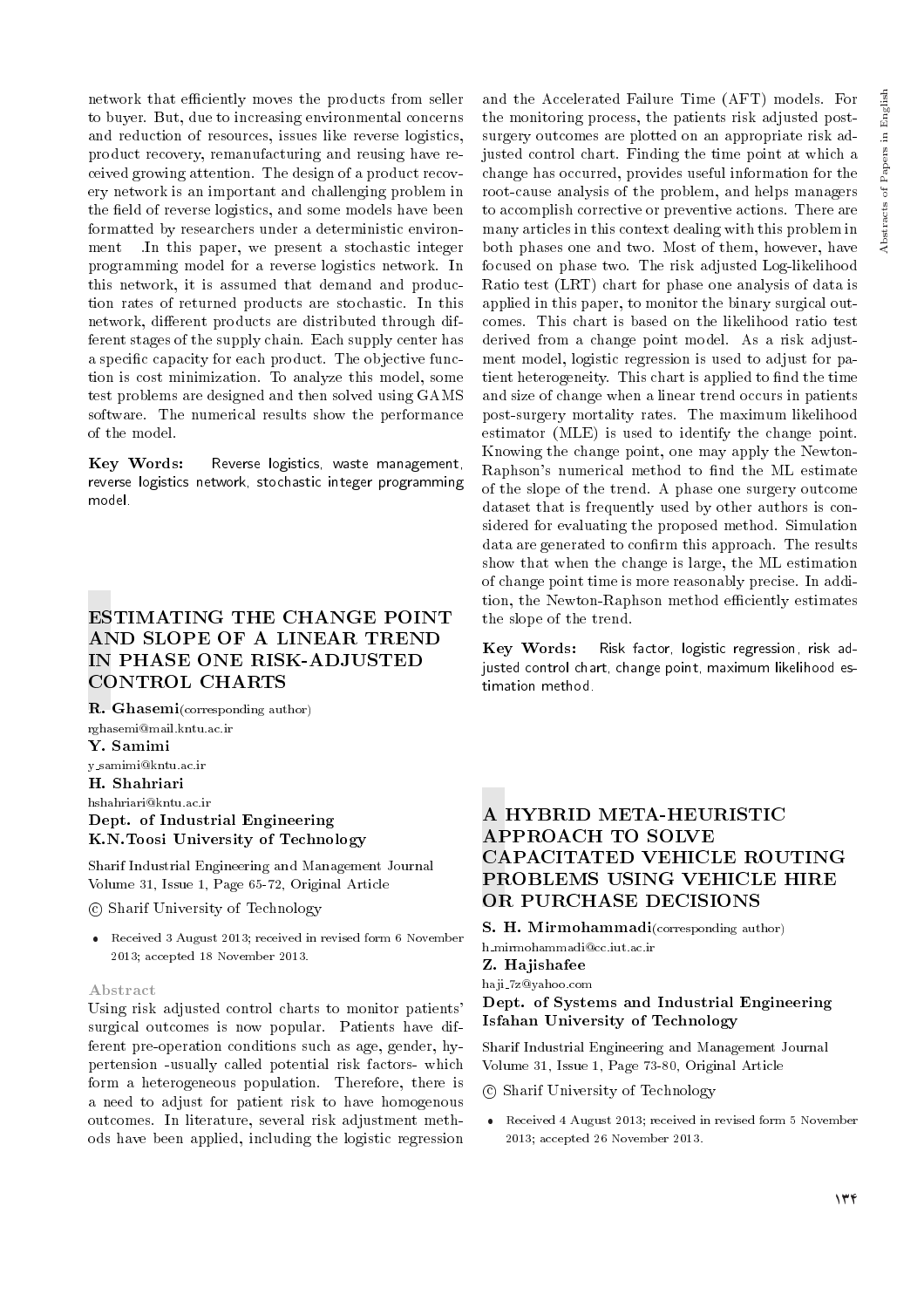network that efficiently moves the products from seller to buyer. But, due to increasing environmental concerns and reduction of resources, issues like reverse logistics, product recovery, remanufacturing and reusing have received growing attention. The design of a product recovery network is an important and challenging problem in the field of reverse logistics, and some models have been formatted by researchers under a deterministic environment .In this paper, we present a stochastic integer programming model for a reverse logistics network. In this network, it is assumed that demand and production rates of returned products are stochastic. In this network, different products are distributed through different stages of the supply chain. Each supply center has a specific capacity for each product. The objective function is cost minimization. To analyze this model, some test problems are designed and then solved using GAMS software. The numerical results show the performance of the model.

**Key Words:** Reverse logistics, waste management, reverse logistics network, stochastic integer programming model.

## ESTIMATING THE CHANGE POINT AND SLOPE OF A LINEAR TREND IN PHASE ONE RISK-ADJUSTED CONTROL CHARTS

**R. Ghasemi**(corresponding author)
rghasemi@mail.kntu.ac.ir
**Y. Samimi**
y_samimi@kntu.ac.ir
**H. Shahriari**
hshahriari@kntu.ac.ir
**Dept. of Industrial Engineering**
**K.N.Toosi University of Technology**

Sharif Industrial Engineering and Management Journal
Volume 31, Issue 1, Page 65-72, Original Article

© Sharif University of Technology

- Received 3 August 2013; received in revised form 6 November 2013; accepted 18 November 2013.

### Abstract

Using risk adjusted control charts to monitor patients' surgical outcomes is now popular. Patients have different pre-operation conditions such as age, gender, hypertension -usually called potential risk factors- which form a heterogeneous population. Therefore, there is a need to adjust for patient risk to have homogenous outcomes. In literature, several risk adjustment methods have been applied, including the logistic regression and the Accelerated Failure Time (AFT) models. For the monitoring process, the patients risk adjusted post-surgery outcomes are plotted on an appropriate risk adjusted control chart. Finding the time point at which a change has occurred, provides useful information for the root-cause analysis of the problem, and helps managers to accomplish corrective or preventive actions. There are many articles in this context dealing with this problem in both phases one and two. Most of them, however, have focused on phase two. The risk adjusted Log-likelihood Ratio test (LRT) chart for phase one analysis of data is applied in this paper, to monitor the binary surgical outcomes. This chart is based on the likelihood ratio test derived from a change point model. As a risk adjustment model, logistic regression is used to adjust for patient heterogeneity. This chart is applied to find the time and size of change when a linear trend occurs in patients post-surgery mortality rates. The maximum likelihood estimator (MLE) is used to identify the change point. Knowing the change point, one may apply the Newton-Raphson's numerical method to find the ML estimate of the slope of the trend. A phase one surgery outcome dataset that is frequently used by other authors is considered for evaluating the proposed method. Simulation data are generated to confirm this approach. The results show that when the change is large, the ML estimation of change point time is more reasonably precise. In addition, the Newton-Raphson method efficiently estimates the slope of the trend.

**Key Words:** Risk factor, logistic regression, risk adjusted control chart, change point, maximum likelihood estimation method.

## A HYBRID META-HEURISTIC APPROACH TO SOLVE CAPACITATED VEHICLE ROUTING PROBLEMS USING VEHICLE HIRE OR PURCHASE DECISIONS

**S. H. Mirmohammadi**(corresponding author)
h_mirmohammadi@cc.iut.ac.ir
**Z. Hajishafee**
haji_7z@yahoo.com
**Dept. of Systems and Industrial Engineering**
**Isfahan University of Technology**

Sharif Industrial Engineering and Management Journal
Volume 31, Issue 1, Page 73-80, Original Article

© Sharif University of Technology

- Received 4 August 2013; received in revised form 5 November 2013; accepted 26 November 2013.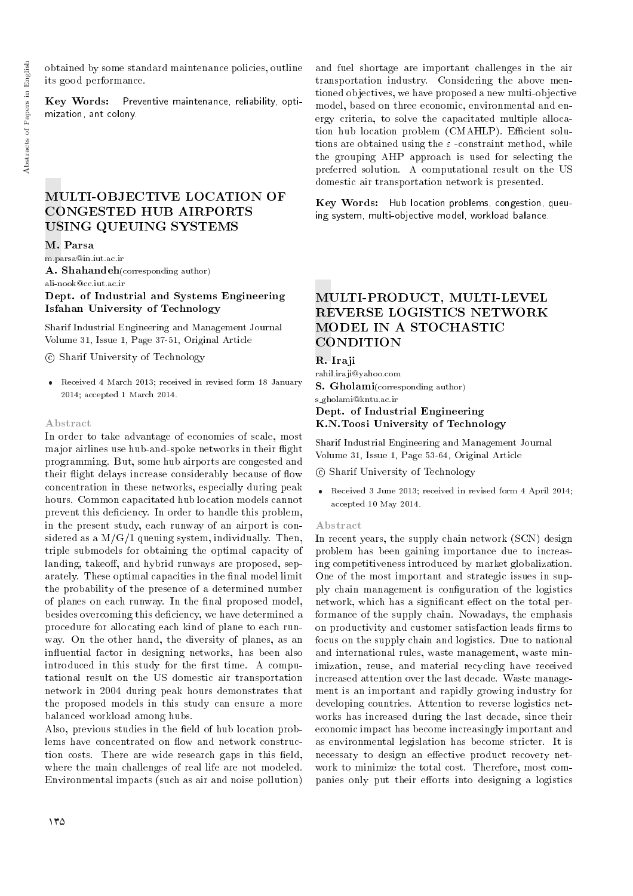obtained by some standard maintenance policies, outline its good performance.

**Key Words:** Preventive maintenance, reliability, optimization, ant colony.

## MULTI-OBJECTIVE LOCATION OF CONGESTED HUB AIRPORTS USING QUEUING SYSTEMS

**M. Parsa**
m.parsa@in.iut.ac.ir
**A. Shahandeh**(corresponding author)
ali-nook@cc.iut.ac.ir
**Dept. of Industrial and Systems Engineering**
**Isfahan University of Technology**

Sharif Industrial Engineering and Management Journal
Volume 31, Issue 1, Page 37-51, Original Article

© Sharif University of Technology

- Received 4 March 2013; received in revised form 18 January 2014; accepted 1 March 2014.

### Abstract

In order to take advantage of economies of scale, most major airlines use hub-and-spoke networks in their flight programming. But, some hub airports are congested and their flight delays increase considerably because of flow concentration in these networks, especially during peak hours. Common capacitated hub location models cannot prevent this deficiency. In order to handle this problem, in the present study, each runway of an airport is considered as a M/G/1 queuing system, individually. Then, triple submodels for obtaining the optimal capacity of landing, takeoff, and hybrid runways are proposed, separately. These optimal capacities in the final model limit the probability of the presence of a determined number of planes on each runway. In the final proposed model, besides overcoming this deficiency, we have determined a procedure for allocating each kind of plane to each runway. On the other hand, the diversity of planes, as an influential factor in designing networks, has been also introduced in this study for the first time. A computational result on the US domestic air transportation network in 2004 during peak hours demonstrates that the proposed models in this study can ensure a more balanced workload among hubs.

Also, previous studies in the field of hub location problems have concentrated on flow and network construction costs. There are wide research gaps in this field, where the main challenges of real life are not modeled. Environmental impacts (such as air and noise pollution) and fuel shortage are important challenges in the air transportation industry. Considering the above mentioned objectives, we have proposed a new multi-objective model, based on three economic, environmental and energy criteria, to solve the capacitated multiple allocation hub location problem (CMAHLP). Efficient solutions are obtained using the $\varepsilon$ -constraint method, while the grouping AHP approach is used for selecting the preferred solution. A computational result on the US domestic air transportation network is presented.

**Key Words:** Hub location problems, congestion, queuing system, multi-objective model, workload balance.

## MULTI-PRODUCT, MULTI-LEVEL REVERSE LOGISTICS NETWORK MODEL IN A STOCHASTIC CONDITION

**R. Iraji**
rahil.iraji@yahoo.com
**S. Gholami**(corresponding author)
s_gholami@kntu.ac.ir
**Dept. of Industrial Engineering**
**K.N.Toosi University of Technology**

Sharif Industrial Engineering and Management Journal
Volume 31, Issue 1, Page 53-64, Original Article

© Sharif University of Technology

- Received 3 June 2013; received in revised form 4 April 2014; accepted 10 May 2014.

### Abstract

In recent years, the supply chain network (SCN) design problem has been gaining importance due to increasing competitiveness introduced by market globalization. One of the most important and strategic issues in supply chain management is configuration of the logistics network, which has a significant effect on the total performance of the supply chain. Nowadays, the emphasis on productivity and customer satisfaction leads firms to focus on the supply chain and logistics. Due to national and international rules, waste management, waste minimization, reuse, and material recycling have received increased attention over the last decade. Waste management is an important and rapidly growing industry for developing countries. Attention to reverse logistics networks has increased during the last decade, since their economic impact has become increasingly important and as environmental legislation has become stricter. It is necessary to design an effective product recovery network to minimize the total cost. Therefore, most companies only put their efforts into designing a logistics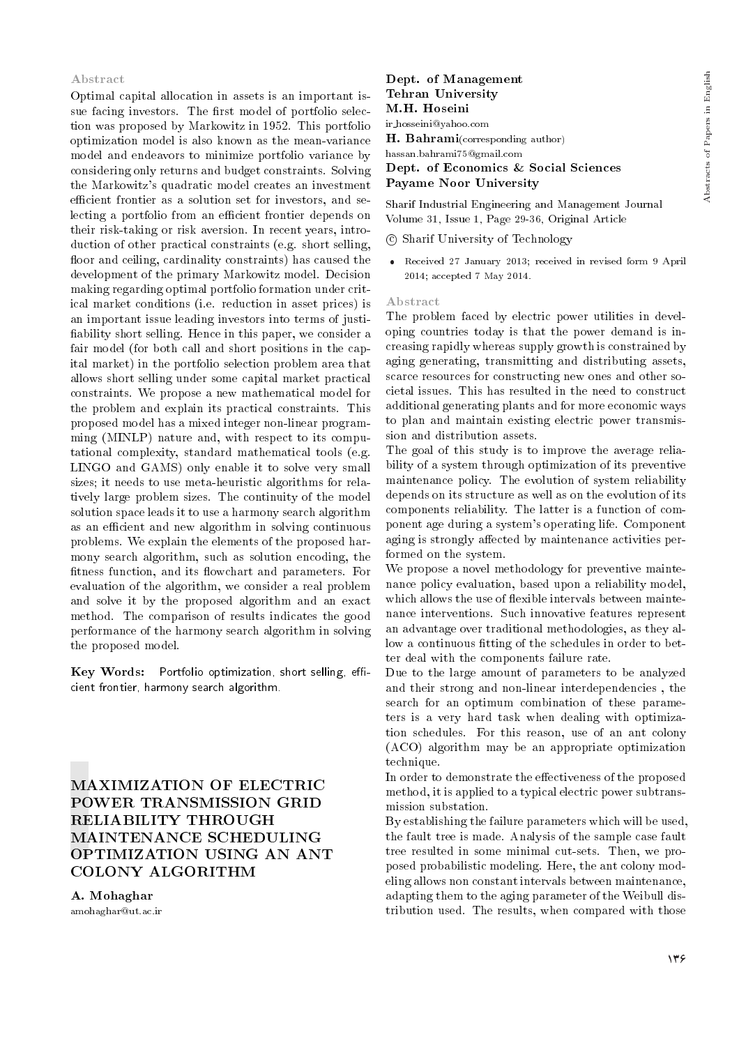## Abstract

Optimal capital allocation in assets is an important issue facing investors. The first model of portfolio selection was proposed by Markowitz in 1952. This portfolio optimization model is also known as the mean-variance model and endeavors to minimize portfolio variance by considering only returns and budget constraints. Solving the Markowitz's quadratic model creates an investment efficient frontier as a solution set for investors, and selecting a portfolio from an efficient frontier depends on their risk-taking or risk aversion. In recent years, introduction of other practical constraints (e.g. short selling, floor and ceiling, cardinality constraints) has caused the development of the primary Markowitz model. Decision making regarding optimal portfolio formation under critical market conditions (i.e. reduction in asset prices) is an important issue leading investors into terms of justifiability short selling. Hence in this paper, we consider a fair model (for both call and short positions in the capital market) in the portfolio selection problem area that allows short selling under some capital market practical constraints. We propose a new mathematical model for the problem and explain its practical constraints. This proposed model has a mixed integer non-linear programming (MINLP) nature and, with respect to its computational complexity, standard mathematical tools (e.g. LINGO and GAMS) only enable it to solve very small sizes; it needs to use meta-heuristic algorithms for relatively large problem sizes. The continuity of the model solution space leads it to use a harmony search algorithm as an efficient and new algorithm in solving continuous problems. We explain the elements of the proposed harmony search algorithm, such as solution encoding, the fitness function, and its flowchart and parameters. For evaluation of the algorithm, we consider a real problem and solve it by the proposed algorithm and an exact method. The comparison of results indicates the good performance of the harmony search algorithm in solving the proposed model.

**Key Words:** Portfolio optimization, short selling, efficient frontier, harmony search algorithm.

# MAXIMIZATION OF ELECTRIC POWER TRANSMISSION GRID RELIABILITY THROUGH MAINTENANCE SCHEDULING OPTIMIZATION USING AN ANT COLONY ALGORITHM

**A. Mohaghar**
amohaghar@ut.ac.ir
**Dept. of Management**
**Tehran University**

**M.H. Hoseini**
ir_hosseini@yahoo.com

**H. Bahrami**(corresponding author)
hassan.bahrami75@gmail.com
**Dept. of Economics & Social Sciences**
**Payame Noor University**

Sharif Industrial Engineering and Management Journal
Volume 31, Issue 1, Page 29-36, Original Article

© Sharif University of Technology

- Received 27 January 2013; received in revised form 9 April 2014; accepted 7 May 2014.

## Abstract

The problem faced by electric power utilities in developing countries today is that the power demand is increasing rapidly whereas supply growth is constrained by aging generating, transmitting and distributing assets, scarce resources for constructing new ones and other societal issues. This has resulted in the need to construct additional generating plants and for more economic ways to plan and maintain existing electric power transmission and distribution assets.

The goal of this study is to improve the average reliability of a system through optimization of its preventive maintenance policy. The evolution of system reliability depends on its structure as well as on the evolution of its components reliability. The latter is a function of component age during a system's operating life. Component aging is strongly affected by maintenance activities performed on the system.

We propose a novel methodology for preventive maintenance policy evaluation, based upon a reliability model, which allows the use of flexible intervals between maintenance interventions. Such innovative features represent an advantage over traditional methodologies, as they allow a continuous fitting of the schedules in order to better deal with the components failure rate.

Due to the large amount of parameters to be analyzed and their strong and non-linear interdependencies , the search for an optimum combination of these parameters is a very hard task when dealing with optimization schedules. For this reason, use of an ant colony (ACO) algorithm may be an appropriate optimization technique.

In order to demonstrate the effectiveness of the proposed method, it is applied to a typical electric power subtransmission substation.

By establishing the failure parameters which will be used, the fault tree is made. Analysis of the sample case fault tree resulted in some minimal cut-sets. Then, we proposed probabilistic modeling. Here, the ant colony modeling allows non constant intervals between maintenance, adapting them to the aging parameter of the Weibull distribution used. The results, when compared with those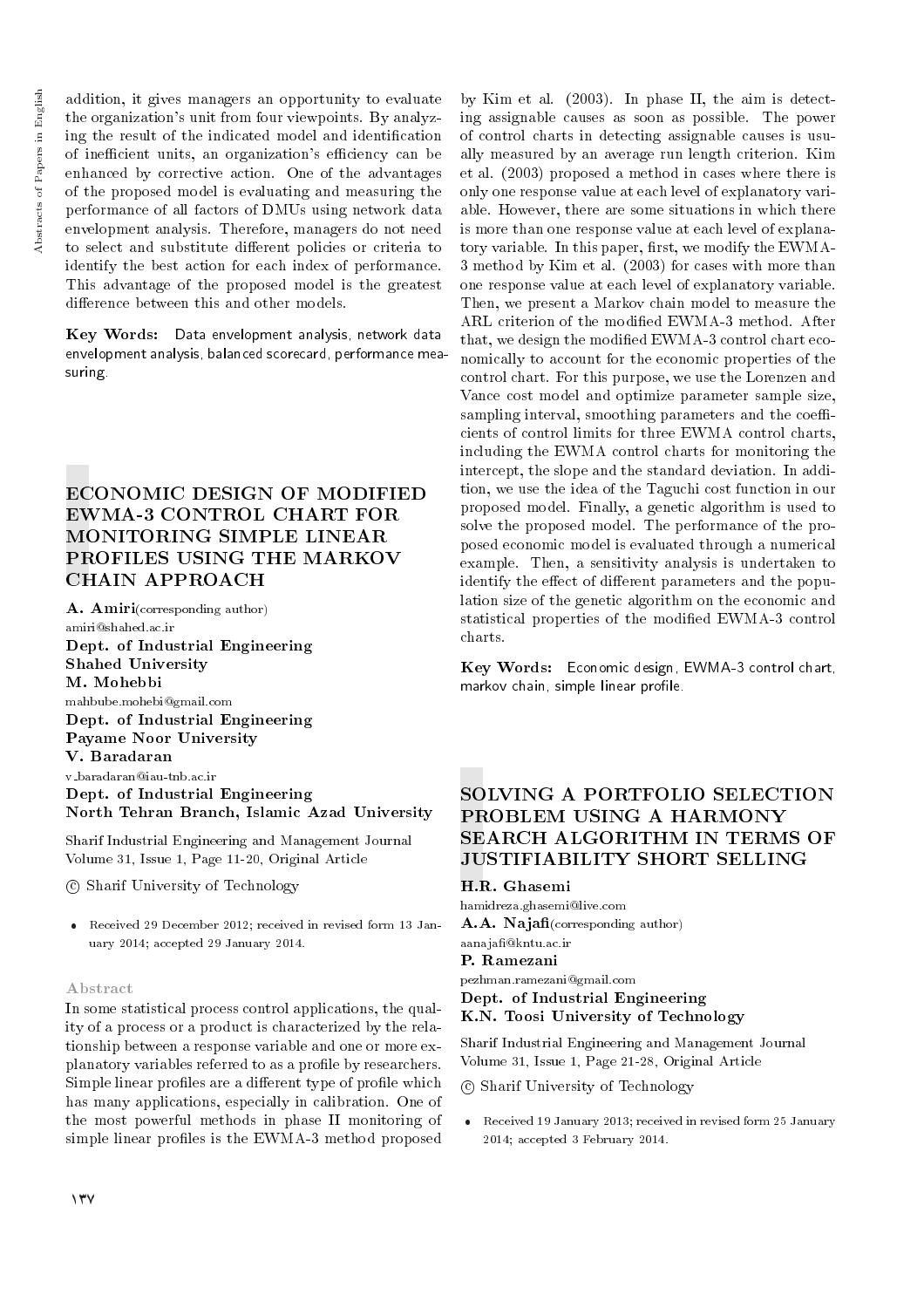addition, it gives managers an opportunity to evaluate the organization's unit from four viewpoints. By analyzing the result of the indicated model and identification of inefficient units, an organization's efficiency can be enhanced by corrective action. One of the advantages of the proposed model is evaluating and measuring the performance of all factors of DMUs using network data envelopment analysis. Therefore, managers do not need to select and substitute different policies or criteria to identify the best action for each index of performance. This advantage of the proposed model is the greatest difference between this and other models.

**Key Words:** Data envelopment analysis, network data envelopment analysis, balanced scorecard, performance measuring.

## ECONOMIC DESIGN OF MODIFIED EWMA-3 CONTROL CHART FOR MONITORING SIMPLE LINEAR PROFILES USING THE MARKOV CHAIN APPROACH

**A. Amiri**(corresponding author)
amiri@shahed.ac.ir
**Dept. of Industrial Engineering**
**Shahed University**
**M. Mohebbi**
mahbube.mohebi@gmail.com
**Dept. of Industrial Engineering**
**Payame Noor University**
**V. Baradaran**
v_baradaran@iau-tnb.ac.ir
**Dept. of Industrial Engineering**
**North Tehran Branch, Islamic Azad University**

Sharif Industrial Engineering and Management Journal
Volume 31, Issue 1, Page 11-20, Original Article

© Sharif University of Technology

- Received 29 December 2012; received in revised form 13 January 2014; accepted 29 January 2014.

### Abstract

In some statistical process control applications, the quality of a process or a product is characterized by the relationship between a response variable and one or more explanatory variables referred to as a profile by researchers. Simple linear profiles are a different type of profile which has many applications, especially in calibration. One of the most powerful methods in phase II monitoring of simple linear profiles is the EWMA-3 method proposed by Kim et al. (2003). In phase II, the aim is detecting assignable causes as soon as possible. The power of control charts in detecting assignable causes is usually measured by an average run length criterion. Kim et al. (2003) proposed a method in cases where there is only one response value at each level of explanatory variable. However, there are some situations in which there is more than one response value at each level of explanatory variable. In this paper, first, we modify the EWMA-3 method by Kim et al. (2003) for cases with more than one response value at each level of explanatory variable. Then, we present a Markov chain model to measure the ARL criterion of the modified EWMA-3 method. After that, we design the modified EWMA-3 control chart economically to account for the economic properties of the control chart. For this purpose, we use the Lorenzen and Vance cost model and optimize parameter sample size, sampling interval, smoothing parameters and the coefficients of control limits for three EWMA control charts, including the EWMA control charts for monitoring the intercept, the slope and the standard deviation. In addition, we use the idea of the Taguchi cost function in our proposed model. Finally, a genetic algorithm is used to solve the proposed model. The performance of the proposed economic model is evaluated through a numerical example. Then, a sensitivity analysis is undertaken to identify the effect of different parameters and the population size of the genetic algorithm on the economic and statistical properties of the modified EWMA-3 control charts.

**Key Words:** Economic design, EWMA-3 control chart, markov chain, simple linear profile.

## SOLVING A PORTFOLIO SELECTION PROBLEM USING A HARMONY SEARCH ALGORITHM IN TERMS OF JUSTIFIABILITY SHORT SELLING

**H.R. Ghasemi**
hamidreza.ghasemi@live.com
**A.A. Najafi**(corresponding author)
aanajafi@kntu.ac.ir
**P. Ramezani**
pezhman.ramezani@gmail.com
**Dept. of Industrial Engineering**
**K.N. Toosi University of Technology**

Sharif Industrial Engineering and Management Journal
Volume 31, Issue 1, Page 21-28, Original Article

© Sharif University of Technology

- Received 19 January 2013; received in revised form 25 January 2014; accepted 3 February 2014.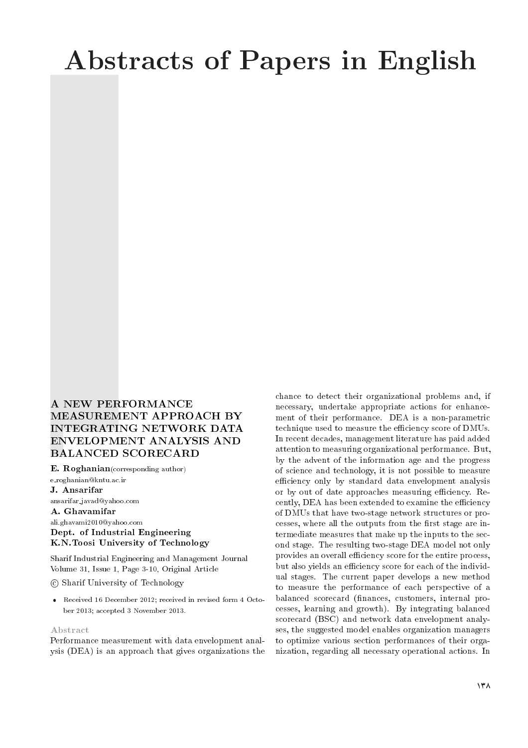# Abstracts of Papers in English

## A NEW PERFORMANCE MEASUREMENT APPROACH BY INTEGRATING NETWORK DATA ENVELOPMENT ANALYSIS AND BALANCED SCORECARD

**E. Roghanian**(corresponding author)
e_roghanian@kntu.ac.ir
**J. Ansarifar**
ansarifar_javad@yahoo.com
**A. Ghavamifar**
ali.ghavami2010@yahoo.com
**Dept. of Industrial Engineering**
**K.N.Toosi University of Technology**

Sharif Industrial Engineering and Management Journal
Volume 31, Issue 1, Page 3-10, Original Article

© Sharif University of Technology

- Received 16 December 2012; received in revised form 4 October 2013; accepted 3 November 2013.

### Abstract

Performance measurement with data envelopment analysis (DEA) is an approach that gives organizations the chance to detect their organizational problems and, if necessary, undertake appropriate actions for enhancement of their performance. DEA is a non-parametric technique used to measure the efficiency score of DMUs. In recent decades, management literature has paid added attention to measuring organizational performance. But, by the advent of the information age and the progress of science and technology, it is not possible to measure efficiency only by standard data envelopment analysis or by out of date approaches measuring efficiency. Recently, DEA has been extended to examine the efficiency of DMUs that have two-stage network structures or processes, where all the outputs from the first stage are intermediate measures that make up the inputs to the second stage. The resulting two-stage DEA model not only provides an overall efficiency score for the entire process, but also yields an efficiency score for each of the individual stages. The current paper develops a new method to measure the performance of each perspective of a balanced scorecard (finances, customers, internal processes, learning and growth). By integrating balanced scorecard (BSC) and network data envelopment analyses, the suggested model enables organization managers to optimize various section performances of their organization, regarding all necessary operational actions. In